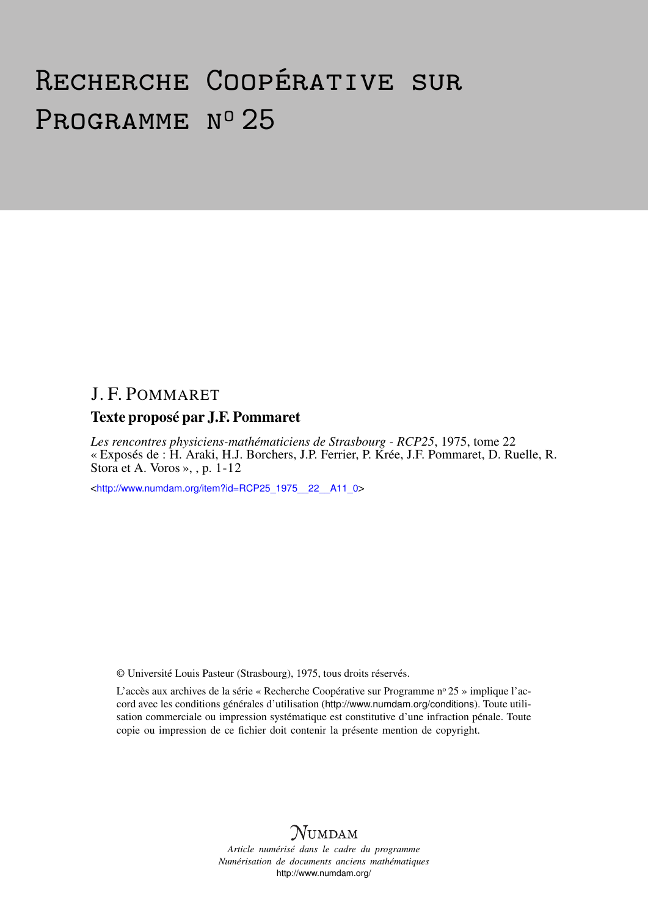# Recherche Coopérative sur Programme n° 25

## J. F. Pommaret

### Texte proposé par J.F. Pommaret

*Les rencontres physiciens-mathématiciens de Strasbourg - RCP25*, 1975, tome 22
« Exposés de : H. Araki, H.J. Borchers, J.P. Ferrier, P. Krée, J.F. Pommaret, D. Ruelle, R. Stora et A. Voros », , p. 1-12

<http://www.numdam.org/item?id=RCP25_1975__22__A11_0>

© Université Louis Pasteur (Strasbourg), 1975, tous droits réservés.

L'accès aux archives de la série « Recherche Coopérative sur Programme n° 25 » implique l'accord avec les conditions générales d'utilisation (http://www.numdam.org/conditions). Toute utilisation commerciale ou impression systématique est constitutive d'une infraction pénale. Toute copie ou impression de ce fichier doit contenir la présente mention de copyright.

NUMDAM

*Article numérisé dans le cadre du programme Numérisation de documents anciens mathématiques*
http://www.numdam.org/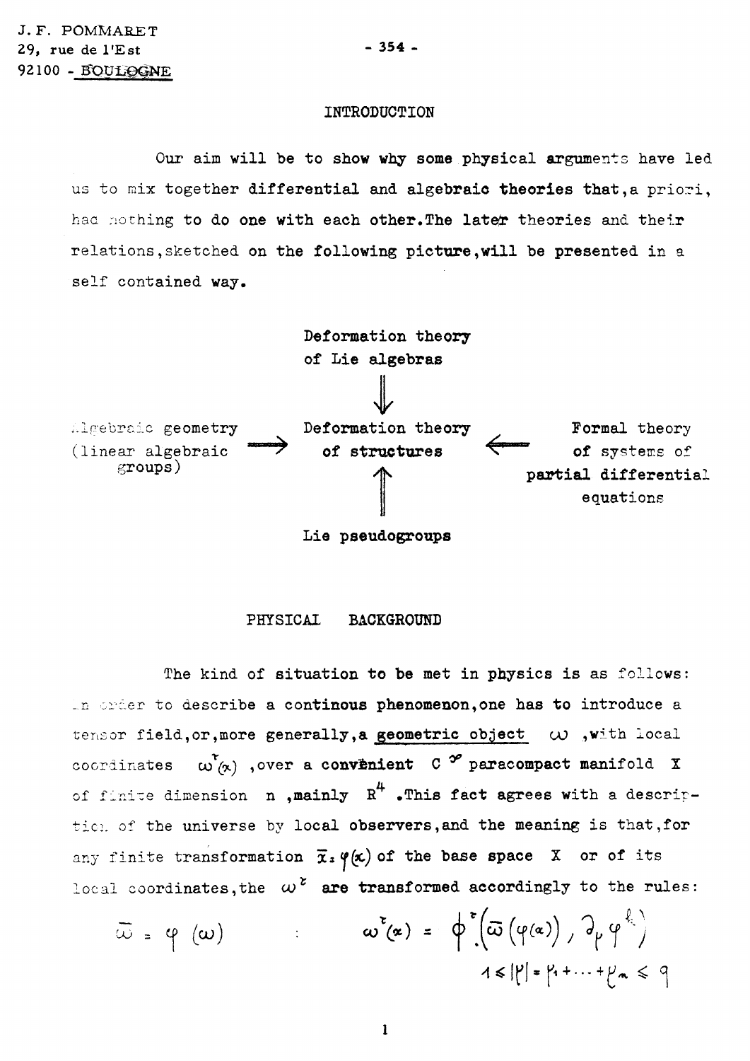J. F. POMMARET
29, rue de l'Est
92100 - BOULOGNE

## INTRODUCTION

Our aim will be to show why some physical arguments have led us to mix together differential and algebraic theories that, a priori, had nothing to do one with each other. The later theories and their relations, sketched on the following picture, will be presented in a self contained way.

| | Deformation theory of Lie algebras | |
|---|---|---|
| | ⇓ | |
| Algebraic geometry (linear algebraic groups) ⟹ | Deformation theory of structures | ⟸ Formal theory of systems of partial differential equations |
| | ⇑ | |
| | Lie pseudogroups | |

## PHYSICAL BACKGROUND

The kind of situation to be met in physics is as follows: in order to describe a continous phenomenon, one has to introduce a tensor field, or, more generally, a geometric object $\omega$, with local coordinates $\omega^{\tau}(x)$, over a convenient $C^{\infty}$ paracompact manifold $X$ of finite dimension $n$, mainly $R^4$. This fact agrees with a description of the universe by local observers, and the meaning is that, for any finite transformation $\bar{x} = \varphi(x)$ of the base space $X$ or of its local coordinates, the $\omega^{\tau}$ are transformed accordingly to the rules:

$$\bar{\omega} = \varphi(\omega) \qquad : \qquad \omega^{\tau}(x) = \phi^{\tau}\left(\bar{\omega}(\varphi(x)), \partial_{\mu}\varphi^{k}\right)$$

$$1 \leq |\mu| = \mu_1 + \dots + \mu_n \leq q$$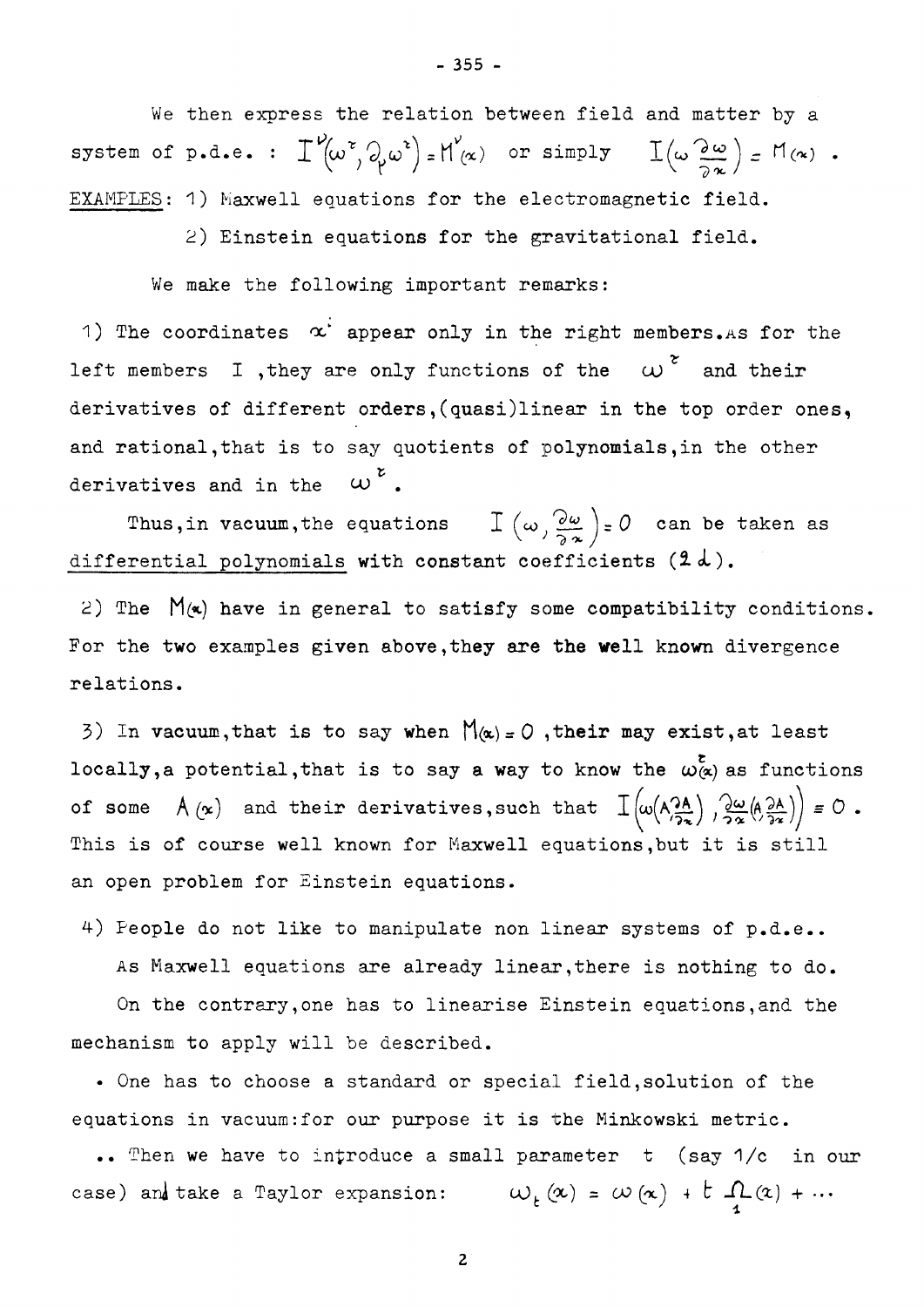We then express the relation between field and matter by a system of p.d.e. : $I^{\nu}(\omega^{\tau}, \partial_{\mu}\omega^{\tau}) = M^{\nu}(x)$ or simply $I(\omega \frac{\partial \omega}{\partial x}) = M(x)$ .

EXAMPLES: 1) Maxwell equations for the electromagnetic field.

2) Einstein equations for the gravitational field.

We make the following important remarks:

1) The coordinates $x^i$ appear only in the right members. As for the left members I ,they are only functions of the $\omega^{\tau}$ and their derivatives of different orders,(quasi)linear in the top order ones, and rational,that is to say quotients of polynomials,in the other derivatives and in the $\omega^{\tau}$ .

Thus,in vacuum,the equations $I(\omega, \frac{\partial \omega}{\partial x}) = 0$ can be taken as differential polynomials with constant coefficients (2 d).

2) The $M(x)$ have in general to satisfy some compatibility conditions. For the two examples given above,they are the well known divergence relations.

3) In vacuum,that is to say when $M(x) = 0$ ,their may exist,at least locally,a potential,that is to say a way to know the $\omega^{\tau}(x)$ as functions of some $A(x)$ and their derivatives,such that $I\left(\omega(A\frac{\partial A}{\partial x}), \frac{\partial \omega}{\partial x}(A \frac{\partial A}{\partial x})\right) \equiv 0$ . This is of course well known for Maxwell equations,but it is still an open problem for Einstein equations.

4) People do not like to manipulate non linear systems of p.d.e..

As Maxwell equations are already linear,there is nothing to do.

On the contrary,one has to linearise Einstein equations,and the mechanism to apply will be described.

• One has to choose a standard or special field,solution of the equations in vacuum:for our purpose it is the Minkowski metric.

•• Then we have to introduce a small parameter t (say 1/c in our case) and take a Taylor expansion: $\omega_t(x) = \omega(x) + t \underset{1}{\Omega}(x) + \cdots$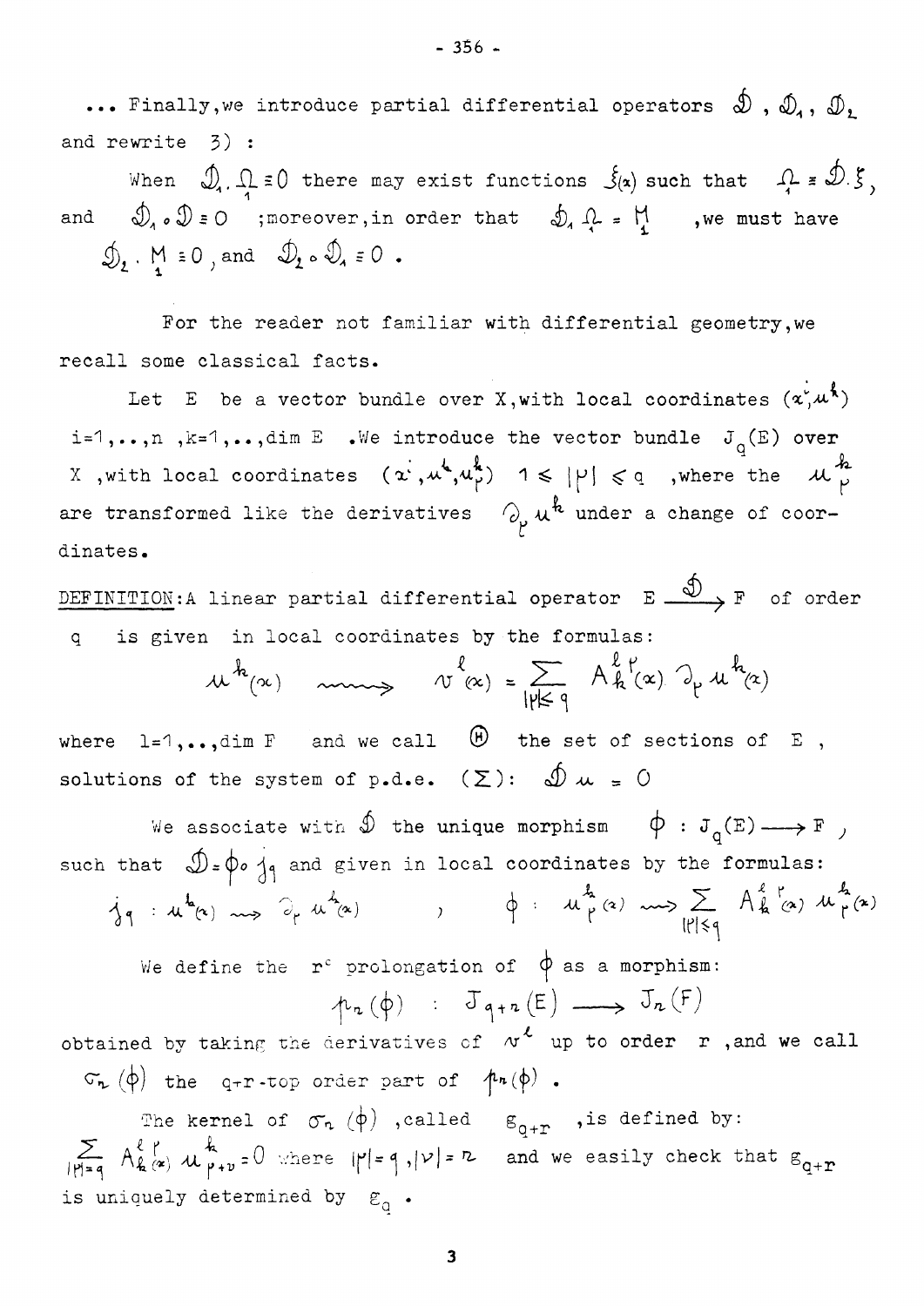... Finally, we introduce partial differential operators $\mathcal{D}$ , $\mathcal{D}_1$, $\mathcal{D}_2$ and rewrite 3) :

When $\mathcal{D}_1 . \underset{1}{\Omega} \equiv 0$ there may exist functions $\xi(x)$ such that $\underset{1}{\Omega} \equiv \mathcal{D}.\xi$, and $\mathcal{D}_1 \circ \mathcal{D} \equiv 0$ ; moreover, in order that $\mathcal{D}_1 \underset{1}{\Omega} = \underset{1}{M}$ , we must have $\mathcal{D}_2 . \underset{1}{M} \equiv 0$ , and $\mathcal{D}_2 \circ \mathcal{D}_1 \equiv 0$ .

For the reader not familiar with differential geometry, we recall some classical facts.

Let E be a vector bundle over X, with local coordinates $(x^i, u^k)$ $i=1,..,n$ , $k=1,..,\dim E$ . We introduce the vector bundle $J_q(E)$ over X , with local coordinates $(x^i, u^k, u^k_\mu)$ $1 \leqslant |\mu| \leqslant q$ , where the $u^k_\mu$ are transformed like the derivatives $\partial_\mu u^k$ under a change of coordinates.

DEFINITION: A linear partial differential operator $E \xrightarrow{\mathcal{D}} F$ of order q is given in local coordinates by the formulas:

$$u^k(x) \rightsquigarrow v^l(x) = \sum_{|\mu| \leq q} A^{l\mu}_k(x)\, \partial_\mu u^k(x)$$

where $l=1,..,\dim F$ and we call $\Theta$ the set of sections of E , solutions of the system of p.d.e. $(\Sigma)$: $\mathcal{D} u = 0$

We associate with $\mathcal{D}$ the unique morphism $\phi : J_q(E) \longrightarrow F$ , such that $\mathcal{D} = \phi \circ j_q$ and given in local coordinates by the formulas:

$$j_q : u^k(x) \rightsquigarrow \partial_\mu u^k(x) \qquad , \qquad \phi : u^k_\mu(x) \rightsquigarrow \sum_{|\mu| \leq q} A^{l\mu}_k(x)\, u^k_\mu(x)$$

We define the $r^\text{e}$ prolongation of $\phi$ as a morphism:

$$p_r(\phi) \quad : \quad J_{q+r}(E) \longrightarrow J_r(F)$$

obtained by taking the derivatives of $v^l$ up to order r , and we call $\sigma_r(\phi)$ the q+r-top order part of $p_r(\phi)$ .

The kernel of $\sigma_r(\phi)$ , called $g_{q+r}$ , is defined by: $\sum_{|\mu|=q} A^{l\mu}_k(x)\, u^k_{\mu+\nu} = 0$ where $|\mu| = q$ , $|\nu| = r$ and we easily check that $g_{q+r}$ is uniquely determined by $g_q$ .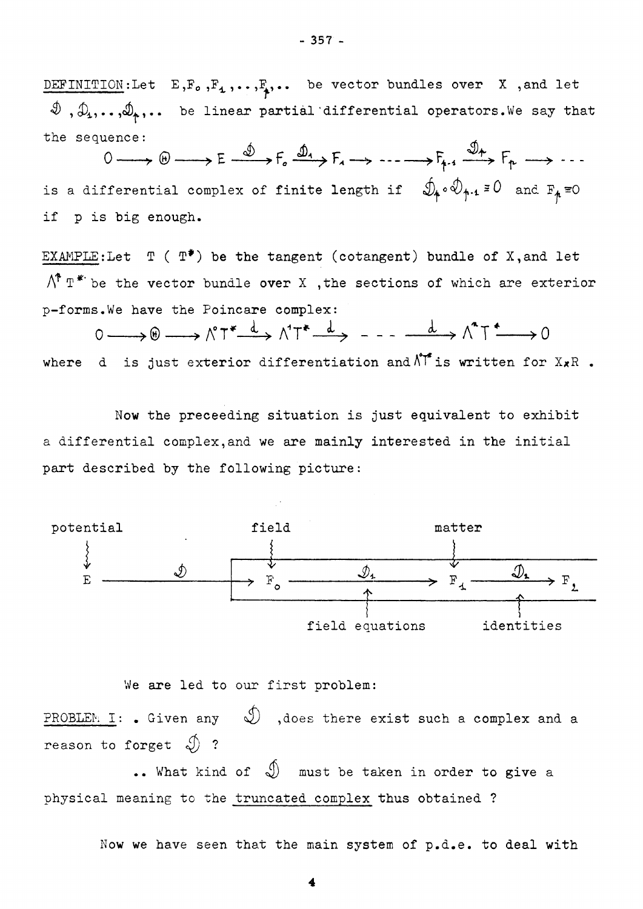DEFINITION: Let $E, F_0, F_1, \ldots, F_p, \ldots$ be vector bundles over $X$, and let $\mathcal{D}, \mathcal{D}_1, \ldots, \mathcal{D}_p, \ldots$ be linear partial differential operators. We say that the sequence:

$$0 \longrightarrow \Theta \longrightarrow E \xrightarrow{\mathcal{D}} F_0 \xrightarrow{\mathcal{D}_1} F_1 \longrightarrow \cdots \longrightarrow F_{p-1} \xrightarrow{\mathcal{D}_p} F_p \longrightarrow \cdots$$

is a differential complex of finite length if $\mathcal{D}_p \circ \mathcal{D}_{p-1} \equiv 0$ and $F_p \equiv 0$ if $p$ is big enough.

EXAMPLE: Let $T$ ($T^*$) be the tangent (cotangent) bundle of $X$, and let $\Lambda^p T^*$ be the vector bundle over $X$, the sections of which are exterior $p$-forms. We have the Poincare complex:

$$0 \longrightarrow \Theta \longrightarrow \Lambda^0 T^* \xrightarrow{d} \Lambda^1 T^* \xrightarrow{d} \cdots \xrightarrow{d} \Lambda^n T^* \longrightarrow 0$$

where $d$ is just exterior differentiation and $\Lambda^0 T^*$ is written for $X \times R$.

Now the preceeding situation is just equivalent to exhibit a differential complex, and we are mainly interested in the initial part described by the following picture:

$$\underset{\text{potential}}{E} \xrightarrow{\mathcal{D}} \underset{\text{field}}{F_0} \xrightarrow[\text{field equations}]{\mathcal{D}_1} \underset{\text{matter}}{F_1} \xrightarrow[\text{identities}]{\mathcal{D}_2} F_2$$

We are led to our first problem:

PROBLEM I: . Given any $\mathcal{D}$, does there exist such a complex and a reason to forget $\mathcal{D}$ ?

.. What kind of $\mathcal{D}$ must be taken in order to give a physical meaning to the truncated complex thus obtained ?

Now we have seen that the main system of p.d.e. to deal with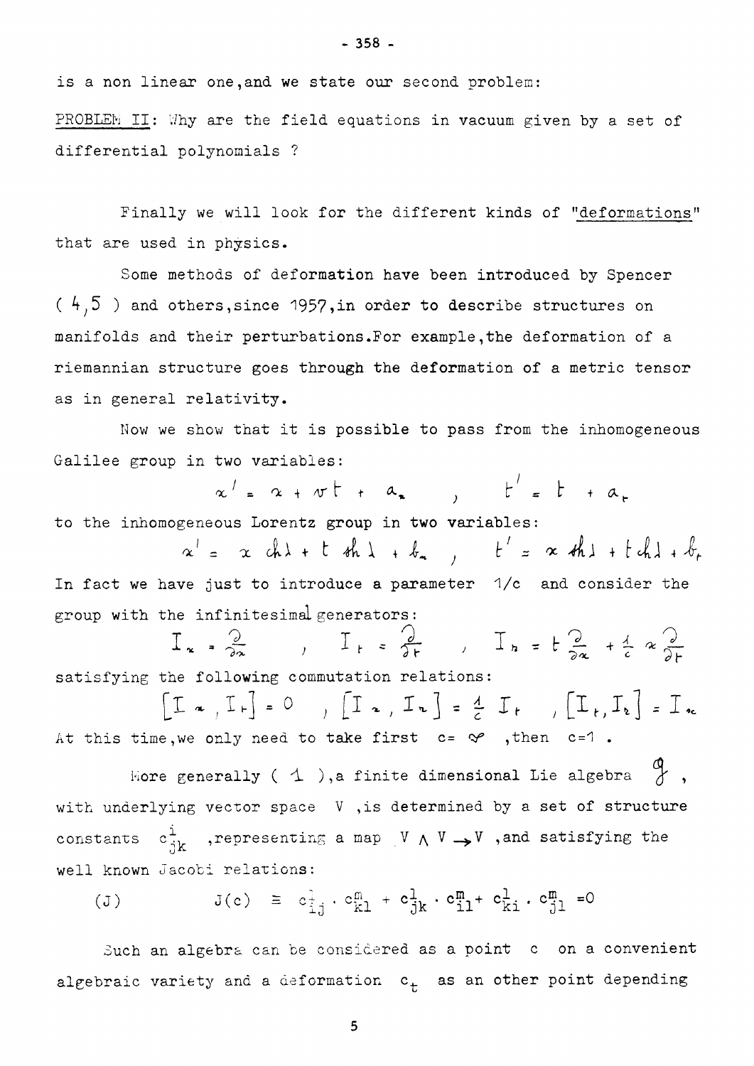is a non linear one, and we state our second problem:

<u>PROBLEM II</u>: Why are the field equations in vacuum given by a set of differential polynomials ?

Finally we will look for the different kinds of "<u>deformations</u>" that are used in physics.

Some methods of deformation have been introduced by Spencer ( 4,5 ) and others, since 1957, in order to describe structures on manifolds and their perturbations. For example, the deformation of a riemannian structure goes through the deformation of a metric tensor as in general relativity.

Now we show that it is possible to pass from the inhomogeneous Galilee group in two variables:

$$x' = x + vt + a_x \quad , \quad t' = t + a_t$$

to the inhomogeneous Lorentz group in two variables:

$$x' = x \operatorname{ch} \lambda + t \operatorname{sh} \lambda + b_x \quad , \quad t' = x \operatorname{sh} \lambda + t \operatorname{ch} \lambda + b_t$$

In fact we have just to introduce a parameter $1/c$ and consider the group with the infinitesimal generators:

$$I_x = \frac{\partial}{\partial x} \quad , \quad I_t = \frac{\partial}{\partial t} \quad , \quad I_r = t\frac{\partial}{\partial x} + \frac{1}{c}\, x \frac{\partial}{\partial t}$$

satisfying the following commutation relations:

$$[I_x , I_t] = 0 \quad , \quad [I_x , I_r] = \frac{1}{c}\, I_t \quad , \quad [I_t , I_r] = I_x$$

At this time, we only need to take first $c = \infty$ , then $c = 1$ .

More generally ( 1 ), a finite dimensional Lie algebra $\mathfrak{g}$ , with underlying vector space $V$ , is determined by a set of structure constants $c^i_{jk}$ , representing a map $V \wedge V \to V$ , and satisfying the well known Jacobi relations:

$$\text{(J)} \qquad J(c) \equiv c^l_{ij} \cdot c^m_{kl} + c^l_{jk} \cdot c^m_{il} + c^l_{ki} \cdot c^m_{jl} = 0$$

Such an algebra can be considered as a point $c$ on a convenient algebraic variety and a deformation $c_t$ as an other point depending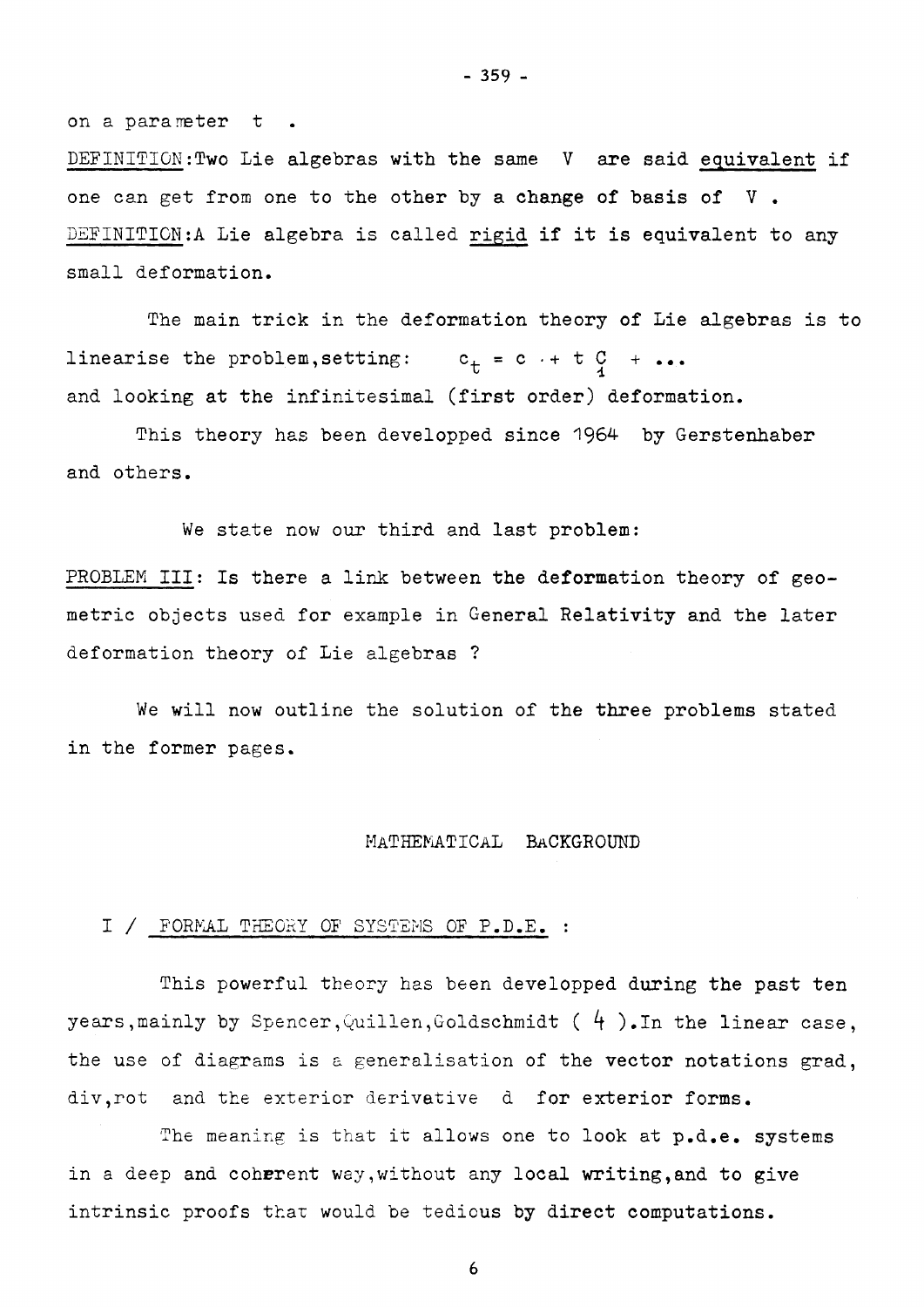on a parameter $t$ .

DEFINITION: Two Lie algebras with the same $V$ are said <u>equivalent</u> if one can get from one to the other by a change of basis of $V$ .

DEFINITION: A Lie algebra is called <u>rigid</u> if it is equivalent to any small deformation.

The main trick in the deformation theory of Lie algebras is to linearise the problem, setting: $c_t = c + t \underset{1}{c} + \dots$ and looking at the infinitesimal (first order) deformation.

This theory has been developped since 1964 by Gerstenhaber and others.

We state now our third and last problem:

PROBLEM III: Is there a link between the deformation theory of geometric objects used for example in General Relativity and the later deformation theory of Lie algebras ?

We will now outline the solution of the three problems stated in the former pages.

## MATHEMATICAL BACKGROUND

### I / FORMAL THEORY OF SYSTEMS OF P.D.E. :

This powerful theory has been developped during the past ten years, mainly by Spencer, Quillen, Goldschmidt ( 4 ). In the linear case, the use of diagrams is a generalisation of the vector notations grad, div, rot and the exterior derivative $d$ for exterior forms.

The meaning is that it allows one to look at p.d.e. systems in a deep and coherent way, without any local writing, and to give intrinsic proofs that would be tedious by direct computations.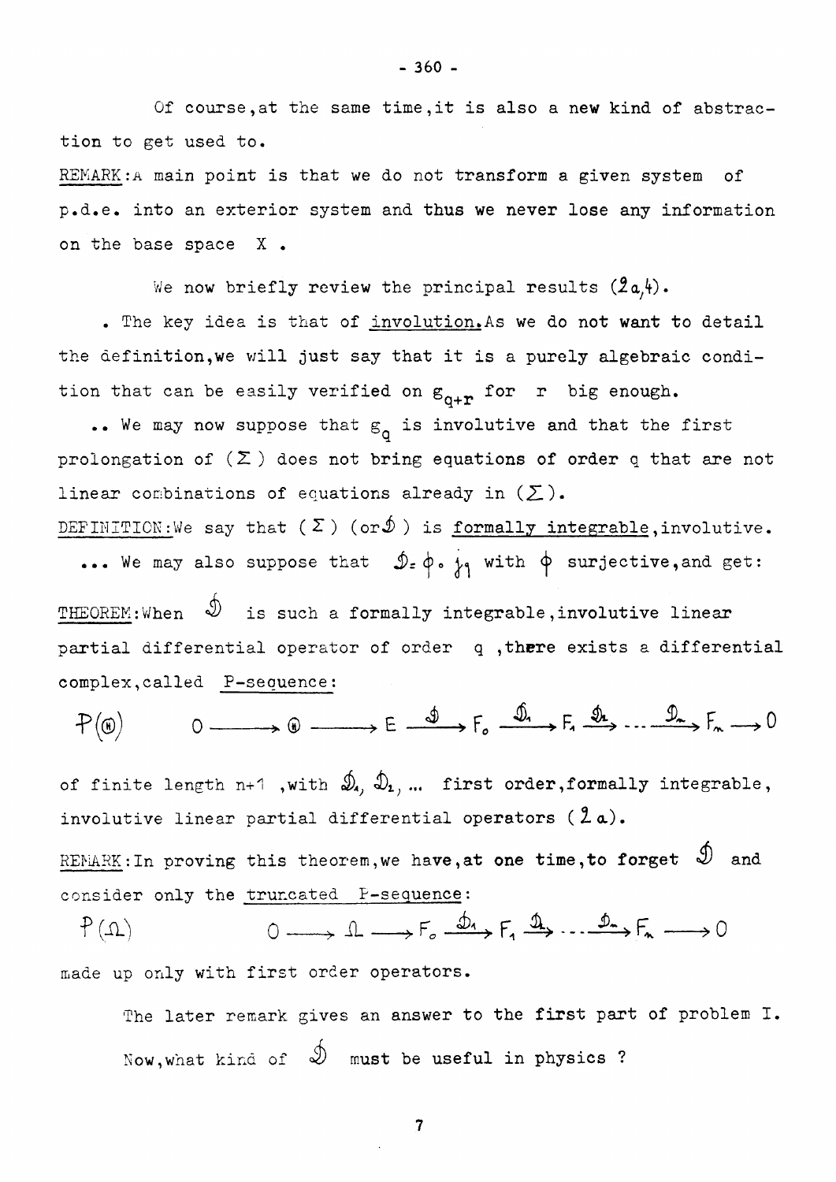Of course, at the same time, it is also a new kind of abstraction to get used to.

REMARK: A main point is that we do not transform a given system of p.d.e. into an exterior system and thus we never lose any information on the base space X .

We now briefly review the principal results (2a,4).

. The key idea is that of involution. As we do not want to detail the definition, we will just say that it is a purely algebraic condition that can be easily verified on $g_{q+r}$ for r big enough.

.. We may now suppose that $g_q$ is involutive and that the first prolongation of ($\Sigma$) does not bring equations of order q that are not linear combinations of equations already in ($\Sigma$).

DEFINITION: We say that ($\Sigma$) (or $\mathcal{D}$) is formally integrable, involutive.

... We may also suppose that $\mathcal{D} = \phi \circ j_q$ with $\phi$ surjective, and get:

THEOREM: When $\mathcal{D}$ is such a formally integrable, involutive linear partial differential operator of order q , there exists a differential complex, called P-sequence:

$$P(\Theta) \qquad 0 \longrightarrow \Theta \longrightarrow E \xrightarrow{\mathcal{D}} F_0 \xrightarrow{\mathcal{D}_1} F_1 \xrightarrow{\mathcal{D}_2} \cdots \xrightarrow{\mathcal{D}_n} F_n \longrightarrow 0$$

of finite length n+1 , with $\mathcal{D}_1, \mathcal{D}_2, \ldots$ first order, formally integrable, involutive linear partial differential operators (2a).

REMARK: In proving this theorem, we have, at one time, to forget $\mathcal{D}$ and consider only the truncated P-sequence:

$$P(\Omega) \qquad 0 \longrightarrow \Omega \longrightarrow F_0 \xrightarrow{\mathcal{D}_1} F_1 \xrightarrow{\mathcal{D}_2} \cdots \xrightarrow{\mathcal{D}_n} F_n \longrightarrow 0$$

made up only with first order operators.

The later remark gives an answer to the first part of problem I. Now, what kind of $\mathcal{D}$ must be useful in physics ?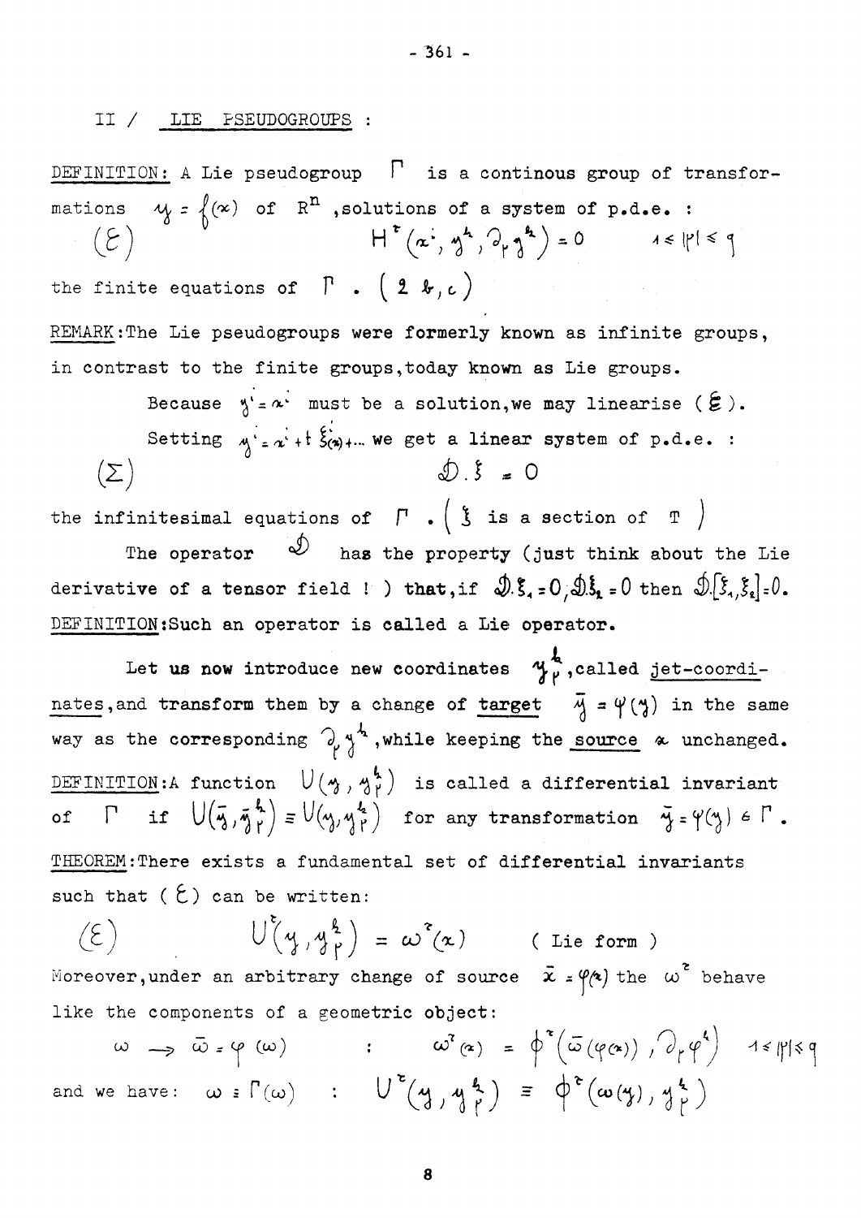## II / LIE PSEUDOGROUPS :

DEFINITION: A Lie pseudogroup $\Gamma$ is a continous group of transformations $y = f(x)$ of $R^n$, solutions of a system of p.d.e. :

$$(\mathcal{E}) \qquad H^\tau(x^i, y^k, \partial_\mu y^k) = 0 \qquad 1 \leq |\mu| \leq q$$

the finite equations of $\Gamma$ . ( 2 b, c )

REMARK: The Lie pseudogroups were formerly known as infinite groups, in contrast to the finite groups, today known as Lie groups.

Because $y^i = x^i$ must be a solution, we may linearise ($\mathcal{E}$).

Setting $y^i = x^i + t\,\xi^i(x) + \ldots$ we get a linear system of p.d.e. :

$$(\Sigma) \qquad \mathcal{D}.\xi = 0$$

the infinitesimal equations of $\Gamma$ . ( $\xi$ is a section of $T$ )

The operator $\mathcal{D}$ has the property (just think about the Lie derivative of a tensor field ! ) that, if $\mathcal{D}.\xi_1 = 0, \mathcal{D}.\xi_2 = 0$ then $\mathcal{D}.[\xi_1,\xi_2] = 0$.

DEFINITION: Such an operator is called a Lie operator.

Let us now introduce new coordinates $y^k_\mu$, called jet-coordinates, and transform them by a change of target $\bar{y} = \varphi(y)$ in the same way as the corresponding $\partial_\mu y^k$, while keeping the source $x$ unchanged.

DEFINITION: A function $U(y, y^k_\mu)$ is called a differential invariant of $\Gamma$ if $U(\bar{y}, \bar{y}^k_\mu) \equiv U(y, y^k_\mu)$ for any transformation $\bar{y} = \varphi(y) \in \Gamma$.

THEOREM: There exists a fundamental set of differential invariants such that ( $\mathcal{E}$ ) can be written:

$$(\mathcal{E}) \qquad U^\tau(y, y^k_\mu) = \omega^\tau(x) \qquad \text{( Lie form )}$$

Moreover, under an arbitrary change of source $\bar{x} = \varphi(x)$ the $\omega^\tau$ behave like the components of a geometric object:

$$\omega \rightarrow \bar{\omega} = \varphi(\omega) \qquad : \qquad \omega^\tau(x) = \phi^\tau\left(\bar{\omega}(\varphi(x)), \partial_\mu \varphi^k\right) \quad 1 \leq |\mu| \leq q$$

and we have: $\omega \equiv \Gamma(\omega) \quad : \quad U^\tau(y, y^k_\mu) \equiv \phi^\tau(\omega(y), y^k_\mu)$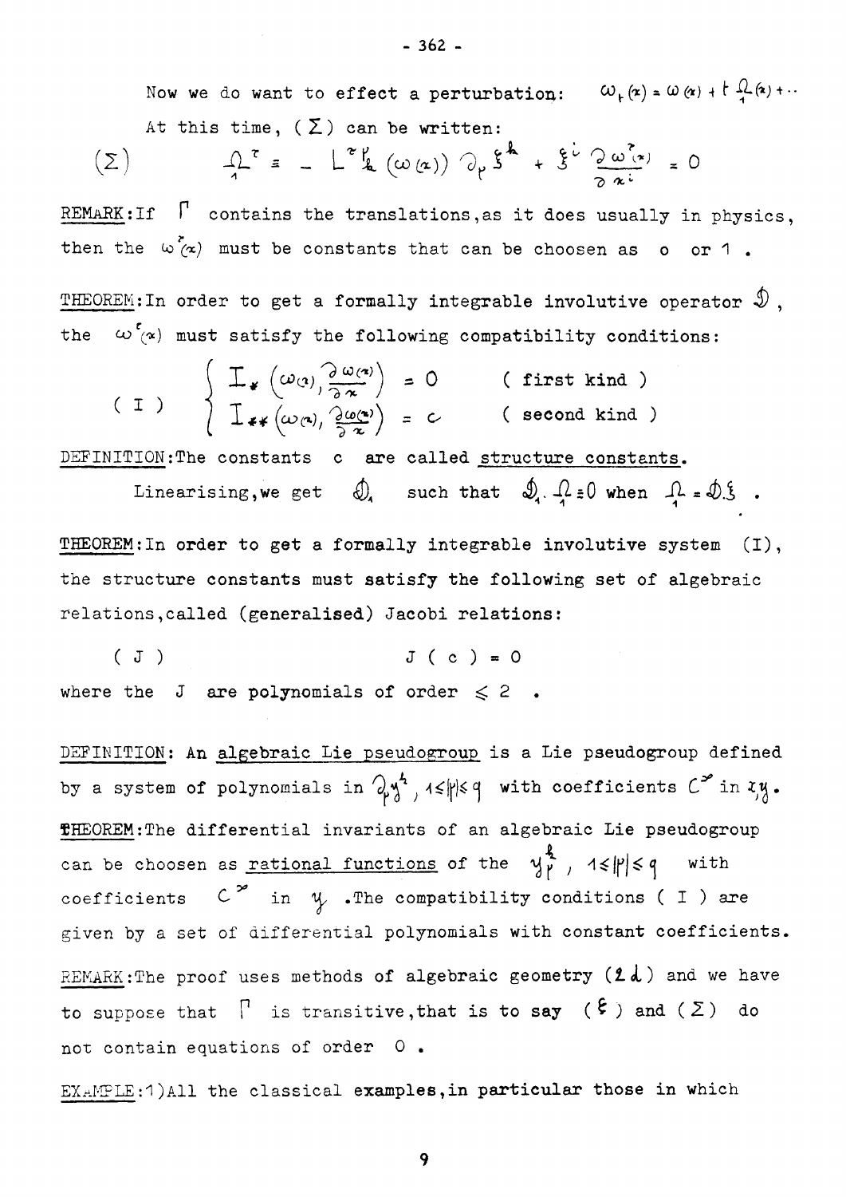Now we do want to effect a perturbation: $\omega_t(x) = \omega(x) + t\,\underset{1}{\Omega}(x) + \cdots$

At this time, $(\Sigma)$ can be written:

$$(\Sigma) \qquad \underset{1}{\Omega}^{\tau} \equiv -L^{\tau}{}^{\mu}_{k}(\omega(x))\,\partial_{\mu}\xi^{k} + \xi^{i}\frac{\partial \omega^{\tau}(x)}{\partial x^{i}} = 0$$

REMARK: If $\Gamma$ contains the translations, as it does usually in physics, then the $\omega^{\tau}(x)$ must be constants that can be choosen as 0 or 1 .

THEOREM: In order to get a formally integrable involutive operator $\mathcal{D}$, the $\omega^{\tau}(x)$ must satisfy the following compatibility conditions:

$$(\text{I}) \qquad \begin{cases} I_{*}\left(\omega(x), \dfrac{\partial \omega(x)}{\partial x}\right) = 0 & (\text{ first kind }) \\ I_{**}\left(\omega(x), \dfrac{\partial \omega(x)}{\partial x}\right) = c & (\text{ second kind }) \end{cases}$$

DEFINITION: The constants c are called <u>structure constants</u>.

Linearising, we get $\mathcal{D}_1$ such that $\mathcal{D}_1 . \underset{1}{\Omega} = 0$ when $\underset{1}{\Omega} = \mathcal{D}.\xi$ .

THEOREM: In order to get a formally integrable involutive system (I), the structure constants must satisfy the following set of algebraic relations, called (generalised) Jacobi relations:

$$(\text{ J }) \qquad J(c) = 0$$

where the J are polynomials of order $\leq 2$ .

DEFINITION: An <u>algebraic Lie pseudogroup</u> is a Lie pseudogroup defined by a system of polynomials in $\partial_{\mu} y^{k}$, $1 \leq |\mu| \leq q$ with coefficients $C^{\infty}$ in $x, y$.

THEOREM: The differential invariants of an algebraic Lie pseudogroup can be choosen as <u>rational functions</u> of the $y^{k}_{\mu}$, $1 \leq |\mu| \leq q$ with coefficients $C^{\infty}$ in $y$. The compatibility conditions ( I ) are given by a set of differential polynomials with constant coefficients.

REMARK: The proof uses methods of algebraic geometry ($2\,d$) and we have to suppose that $\Gamma$ is transitive, that is to say ($\xi$) and ($\Sigma$) do not contain equations of order 0 .

EXAMPLE: 1) All the classical examples, in particular those in which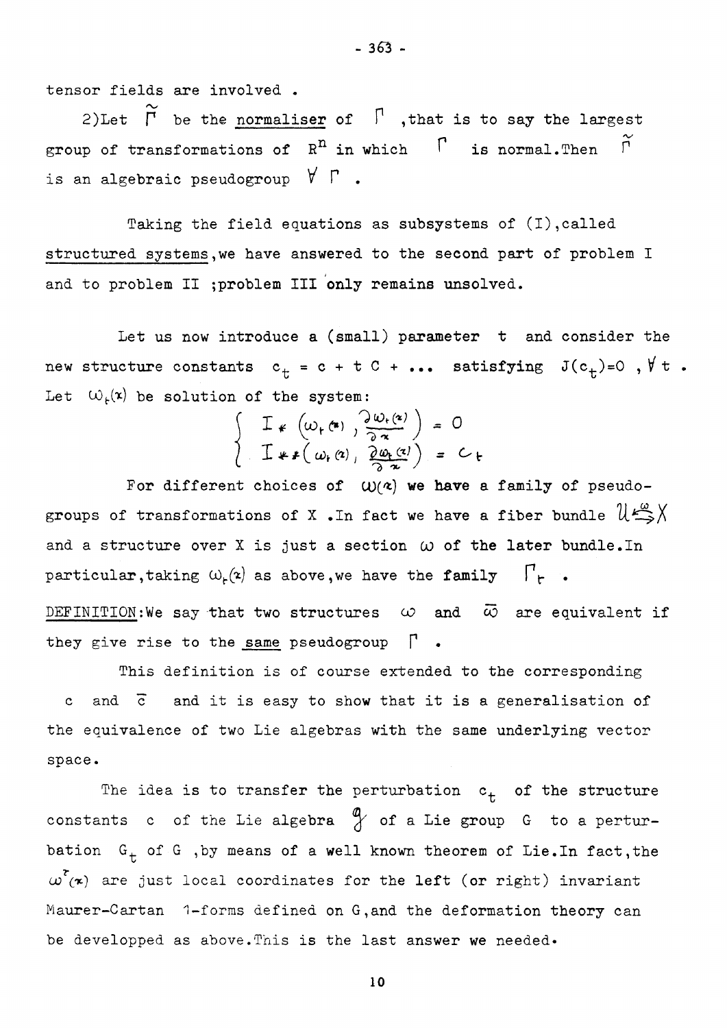tensor fields are involved .

2)Let $\tilde{\Gamma}$ be the <u>normaliser</u> of $\Gamma$ ,that is to say the largest group of transformations of $R^n$ in which $\Gamma$ is normal.Then $\tilde{\Gamma}$ is an algebraic pseudogroup $\forall\ \Gamma$ .

Taking the field equations as subsystems of (I),called <u>structured systems</u>,we have answered to the second part of problem I and to problem II ;problem III only remains unsolved.

Let us now introduce a (small) parameter $t$ and consider the new structure constants $c_t = c + t\,C + \dots$ satisfying $J(c_t)=0\ ,\forall\, t$ . Let $\omega_t(x)$ be solution of the system:

$$\begin{cases} I_*\left(\omega_t(x)\,,\dfrac{\partial \omega_t(x)}{\partial x}\right) = 0 \\ I_{**}\left(\omega_t(x)\,,\dfrac{\partial \omega_t(x)}{\partial x}\right) = c_t \end{cases}$$

For different choices of $\omega(x)$ we have a family of pseudogroups of transformations of X .In fact we have a fiber bundle $\mathcal{U} \overset{\omega}{\leftrightarrows} X$ and a structure over X is just a section $\omega$ of the later bundle.In particular,taking $\omega_t(x)$ as above,we have the family $\Gamma_t$ .

<u>DEFINITION</u>:We say that two structures $\omega$ and $\bar{\omega}$ are equivalent if they give rise to the <u>same</u> pseudogroup $\Gamma$ .

This definition is of course extended to the corresponding $c$ and $\bar{c}$ and it is easy to show that it is a generalisation of the equivalence of two Lie algebras with the same underlying vector space.

The idea is to transfer the perturbation $c_t$ of the structure constants $c$ of the Lie algebra $\mathfrak{g}$ of a Lie group $G$ to a perturbation $G_t$ of $G$ ,by means of a well known theorem of Lie.In fact,the $\omega^\tau(x)$ are just local coordinates for the left (or right) invariant Maurer-Cartan 1-forms defined on G,and the deformation theory can be developped as above.This is the last answer we needed.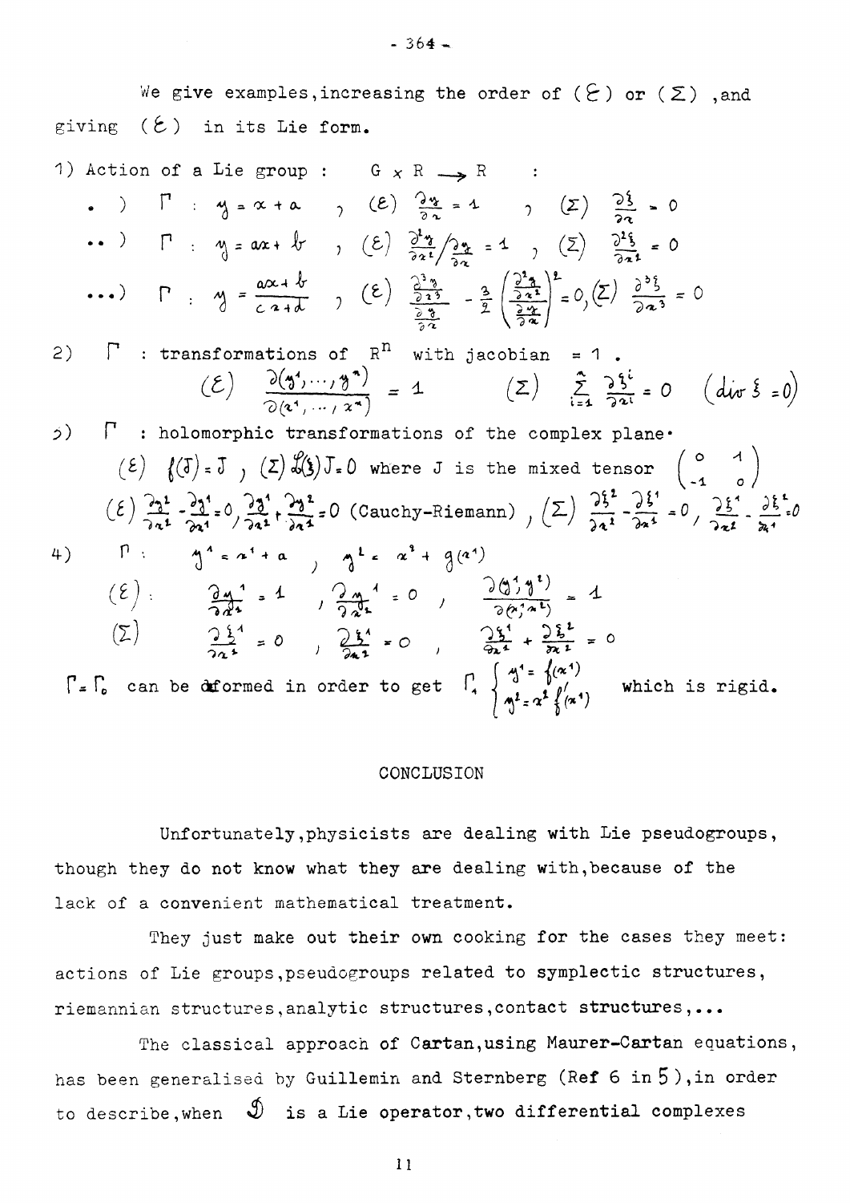We give examples, increasing the order of $(\mathcal{E})$ or $(\Sigma)$, and giving $(\mathcal{E})$ in its Lie form.

1) Action of a Lie group : $G \times R \longrightarrow R$ :

- . ) $\Gamma : y = x + a$ , $(\mathcal{E})$ $\frac{\partial y}{\partial x} = 1$ , $(\Sigma)$ $\frac{\partial \xi}{\partial x} = 0$
- .. ) $\Gamma : y = ax + b$ , $(\mathcal{E})$ $\frac{\partial^2 y}{\partial x^2} / \frac{\partial y}{\partial x} = 1$ , $(\Sigma)$ $\frac{\partial^2 \xi}{\partial x^2} = 0$
- ... ) $\Gamma : y = \frac{ax+b}{cx+d}$ , $(\mathcal{E})$ $\frac{\frac{\partial^3 y}{\partial x^3}}{\frac{\partial y}{\partial x}} - \frac{3}{2}\left(\frac{\frac{\partial^2 y}{\partial x^2}}{\frac{\partial y}{\partial x}}\right)^2 = 0$, $(\Sigma)$ $\frac{\partial^3 \xi}{\partial x^3} = 0$

2) $\Gamma$ : transformations of $R^n$ with jacobian $= 1$ .

$$(\mathcal{E}) \quad \frac{\partial(y^1, \dots, y^n)}{\partial(x^1, \dots, x^n)} = 1 \qquad (\Sigma) \quad \sum_{i=1}^{n} \frac{\partial \xi^i}{\partial x^i} = 0 \quad (\operatorname{div} \xi = 0)$$

3) $\Gamma$ : holomorphic transformations of the complex plane.

$(\mathcal{E})$ $f(J) = J$ , $(\Sigma)$ $\mathcal{L}(\xi) J = 0$ where J is the mixed tensor $\begin{pmatrix} 0 & 1 \\ -1 & 0 \end{pmatrix}$

$(\mathcal{E})$ $\frac{\partial y^2}{\partial x^2} - \frac{\partial y^1}{\partial x^1} = 0, \frac{\partial y^1}{\partial x^2} + \frac{\partial y^2}{\partial x^1} = 0$ (Cauchy-Riemann) , $(\Sigma)$ $\frac{\partial \xi^2}{\partial x^2} - \frac{\partial \xi^1}{\partial x^1} = 0$ , $\frac{\partial \xi^1}{\partial x^2} - \frac{\partial \xi^2}{\partial x^1} = 0$

4) $\Gamma$ : $y^1 = x^1 + a$ , $y^2 = x^2 + g(x^1)$

$$(\mathcal{E}) : \quad \frac{\partial y^1}{\partial x^1} = 1 \ , \ \frac{\partial y^1}{\partial x^2} = 0 \ , \ \frac{\partial(y^1, y^2)}{\partial(x^1, x^2)} = 1$$

$$(\Sigma) \quad \frac{\partial \xi^1}{\partial x^1} = 0 \ , \ \frac{\partial \xi^1}{\partial x^2} = 0 \ , \ \frac{\partial \xi^1}{\partial x^1} + \frac{\partial \xi^2}{\partial x^2} = 0$$

$\Gamma = \Gamma_0$ can be deformed in order to get $\Gamma_1 \begin{cases} y^1 = f(x^1) \\ y^2 = x^2 f'(x^1) \end{cases}$ which is rigid.

## CONCLUSION

Unfortunately, physicists are dealing with Lie pseudogroups, though they do not know what they are dealing with, because of the lack of a convenient mathematical treatment.

They just make out their own cooking for the cases they meet: actions of Lie groups, pseudogroups related to symplectic structures, riemannian structures, analytic structures, contact structures,...

The classical approach of Cartan, using Maurer-Cartan equations, has been generalised by Guillemin and Sternberg (Ref 6 in 5), in order to describe, when $\mathcal{D}$ is a Lie operator, two differential complexes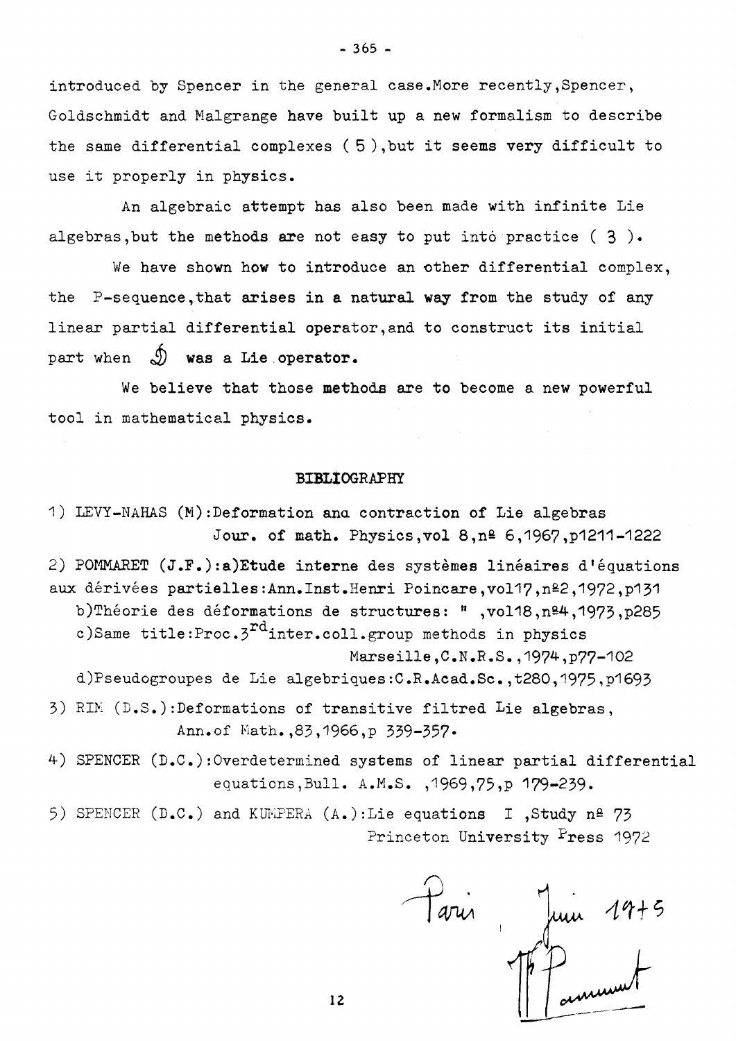introduced by Spencer in the general case. More recently, Spencer, Goldschmidt and Malgrange have built up a new formalism to describe the same differential complexes ( 5 ), but it seems very difficult to use it properly in physics.

An algebraic attempt has also been made with infinite Lie algebras, but the methods are not easy to put into practice ( 3 ).

We have shown how to introduce an other differential complex, the P-sequence, that arises in a natural way from the study of any linear partial differential operator, and to construct its initial part when $\mathcal{D}$ was a Lie operator.

We believe that those methods are to become a new powerful tool in mathematical physics.

## BIBLIOGRAPHY

1) LEVY-NAHAS (M): Deformation and contraction of Lie algebras Jour. of math. Physics, vol 8, nº 6, 1967, p1211-1222

2) POMMARET (J.F.): a) Etude interne des systèmes linéaires d'équations aux dérivées partielles: Ann. Inst. Henri Poincare, vol17, nº2, 1972, p131
   b) Théorie des déformations de structures: " , vol18, nº4, 1973, p285
   c) Same title: Proc. 3rd inter. coll. group methods in physics Marseille, C.N.R.S., 1974, p77-102
   d) Pseudogroupes de Lie algebriques: C.R.Acad.Sc., t280, 1975, p1693

3) RIM (D.S.): Deformations of transitive filtred Lie algebras, Ann. of Math., 83, 1966, p 339-357.

4) SPENCER (D.C.): Overdetermined systems of linear partial differential equations, Bull. A.M.S., 1969, 75, p 179-239.

5) SPENCER (D.C.) and KUMPERA (A.): Lie equations I, Study nº 73 Princeton University Press 1972

Paris Juin 1975

Pommaret